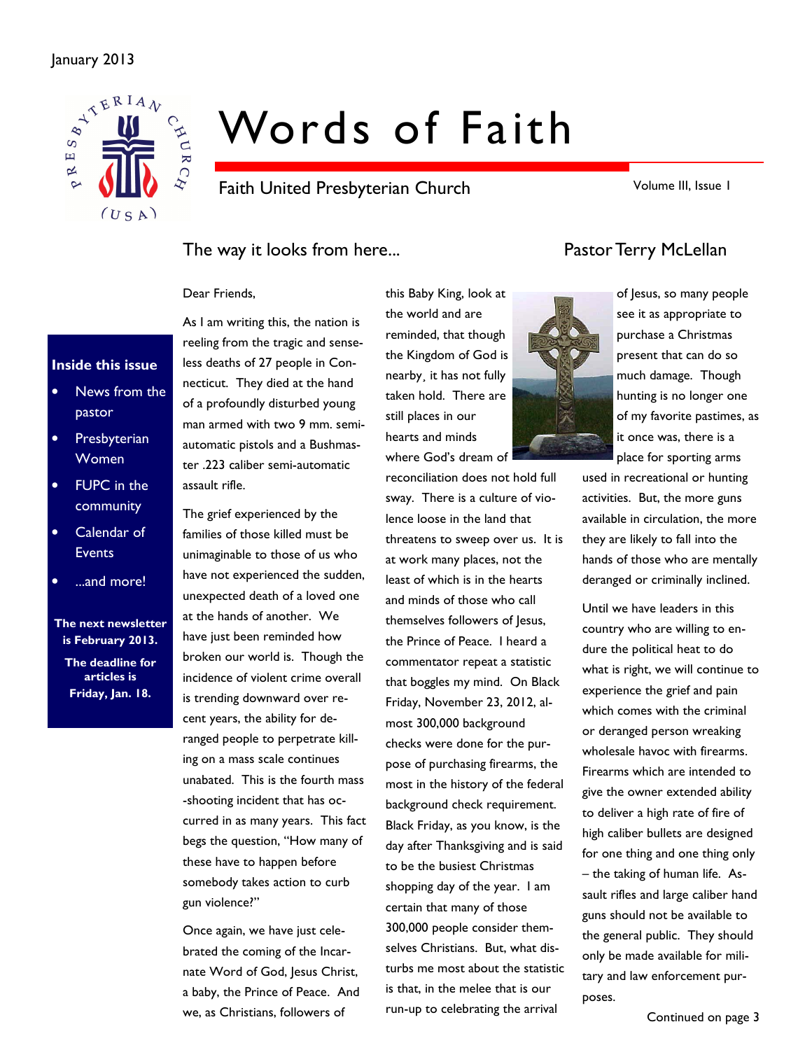January 2013

# Words of Faith

Faith United Presbyterian Church

Volume III, Issue 1

**Inside this issue**

- News from the pastor
- Presbyterian Women
- FUPC in the community
- Calendar of Events
- ...and more!

**The next newsletter is February 2013.**

**The deadline for articles is Friday, Jan. 18.**

## The way it looks from here...

### Pastor Terry McLellan

Dear Friends,

As I am writing this, the nation is reeling from the tragic and senseless deaths of 27 people in Connecticut. They died at the hand of a profoundly disturbed young man armed with two 9 mm. semi-automatic pistols and a Bushmaster .223 caliber semi-automatic assault rifle.

The grief experienced by the families of those killed must be unimaginable to those of us who have not experienced the sudden, unexpected death of a loved one at the hands of another. We have just been reminded how broken our world is. Though the incidence of violent crime overall is trending downward over recent years, the ability for deranged people to perpetrate killing on a mass scale continues unabated. This is the fourth mass-shooting incident that has occurred in as many years. This fact begs the question, "How many of these have to happen before somebody takes action to curb gun violence?"

Once again, we have just celebrated the coming of the Incarnate Word of God, Jesus Christ, a baby, the Prince of Peace. And we, as Christians, followers of this Baby King, look at the world and are reminded, that though the Kingdom of God is nearby, it has not fully taken hold. There are still places in our hearts and minds where God's dream of reconciliation does not hold full sway. There is a culture of violence loose in the land that threatens to sweep over us. It is at work many places, not the least of which is in the hearts and minds of those who call themselves followers of Jesus, the Prince of Peace. I heard a commentator repeat a statistic that boggles my mind. On Black Friday, November 23, 2012, almost 300,000 background checks were done for the purpose of purchasing firearms, the most in the history of the federal background check requirement. Black Friday, as you know, is the day after Thanksgiving and is said to be the busiest Christmas shopping day of the year. I am certain that many of those 300,000 people consider themselves Christians. But, what disturbs me most about the statistic is that, in the melee that is our run-up to celebrating the arrival of Jesus, so many people see it as appropriate to purchase a Christmas present that can do so much damage. Though hunting is no longer one of my favorite pastimes, as it once was, there is a place for sporting arms used in recreational or hunting activities. But, the more guns available in circulation, the more they are likely to fall into the hands of those who are mentally deranged or criminally inclined.

Until we have leaders in this country who are willing to endure the political heat to do what is right, we will continue to experience the grief and pain which comes with the criminal or deranged person wreaking wholesale havoc with firearms. Firearms which are intended to give the owner extended ability to deliver a high rate of fire of high caliber bullets are designed for one thing and one thing only – the taking of human life. Assault rifles and large caliber hand guns should not be available to the general public. They should only be made available for military and law enforcement purposes.

Continued on page 3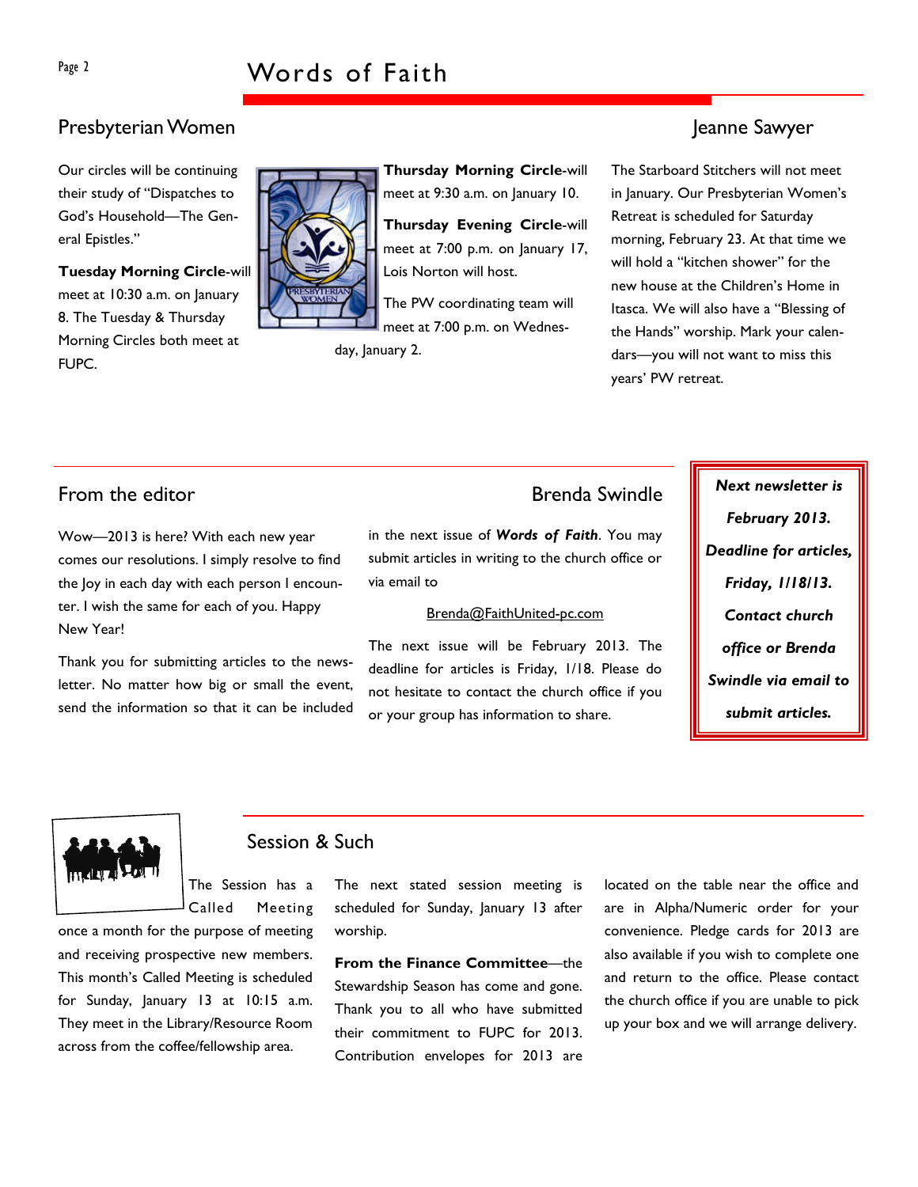## Presbyterian Women

Our circles will be continuing their study of "Dispatches to God's Household—The General Epistles."

**Tuesday Morning Circle**-will meet at 10:30 a.m. on January 8. The Tuesday & Thursday Morning Circles both meet at FUPC.

**Thursday Morning Circle**-will meet at 9:30 a.m. on January 10.

**Thursday Evening Circle**-will meet at 7:00 p.m. on January 17, Lois Norton will host.

The PW coordinating team will meet at 7:00 p.m. on Wednesday, January 2.

### Jeanne Sawyer

The Starboard Stitchers will not meet in January. Our Presbyterian Women's Retreat is scheduled for Saturday morning, February 23. At that time we will hold a "kitchen shower" for the new house at the Children's Home in Itasca. We will also have a "Blessing of the Hands" worship. Mark your calendars—you will not want to miss this years' PW retreat.

## From the editor

### Brenda Swindle

Wow—2013 is here? With each new year comes our resolutions. I simply resolve to find the Joy in each day with each person I encounter. I wish the same for each of you. Happy New Year!

Thank you for submitting articles to the newsletter. No matter how big or small the event, send the information so that it can be included in the next issue of ***Words of Faith***. You may submit articles in writing to the church office or via email to

Brenda@FaithUnited-pc.com

The next issue will be February 2013. The deadline for articles is Friday, 1/18. Please do not hesitate to contact the church office if you or your group has information to share.

***Next newsletter is February 2013. Deadline for articles, Friday, 1/18/13. Contact church office or Brenda Swindle via email to submit articles.***

## Session & Such

The Session has a Called Meeting once a month for the purpose of meeting and receiving prospective new members. This month's Called Meeting is scheduled for Sunday, January 13 at 10:15 a.m. They meet in the Library/Resource Room across from the coffee/fellowship area.

The next stated session meeting is scheduled for Sunday, January 13 after worship.

**From the Finance Committee**—the Stewardship Season has come and gone. Thank you to all who have submitted their commitment to FUPC for 2013. Contribution envelopes for 2013 are located on the table near the office and are in Alpha/Numeric order for your convenience. Pledge cards for 2013 are also available if you wish to complete one and return to the office. Please contact the church office if you are unable to pick up your box and we will arrange delivery.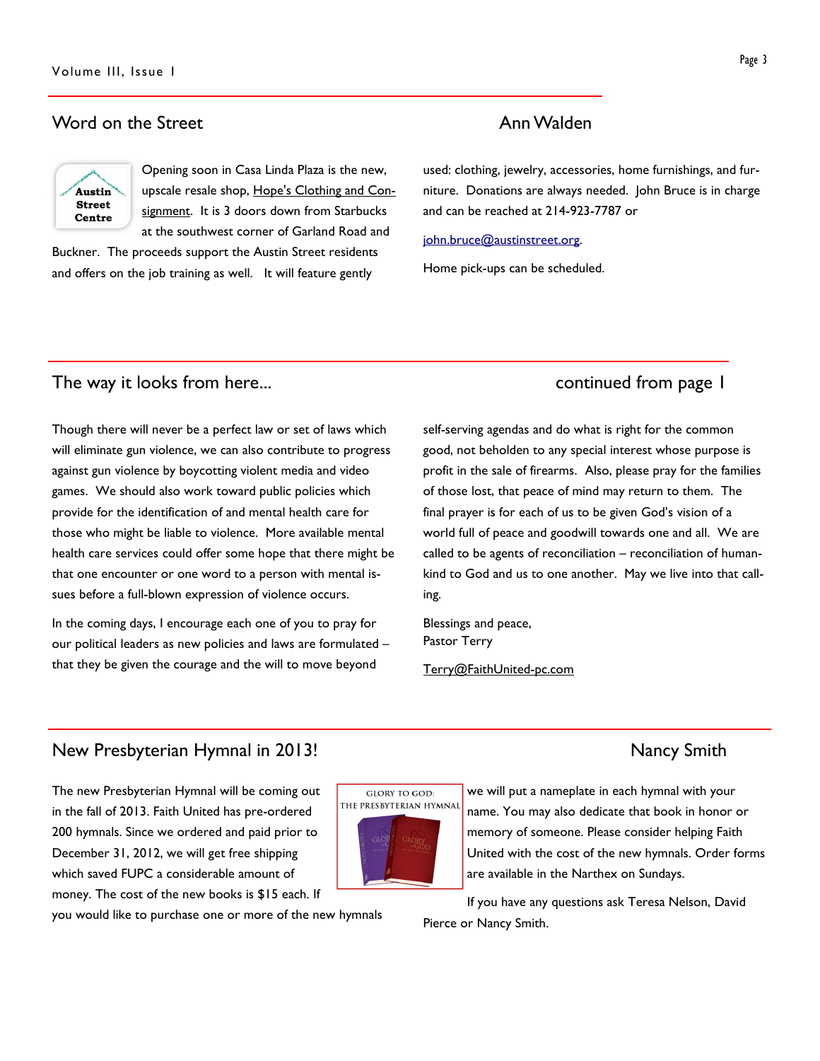## Word on the Street

Ann Walden

Opening soon in Casa Linda Plaza is the new, upscale resale shop, Hope's Clothing and Consignment. It is 3 doors down from Starbucks at the southwest corner of Garland Road and Buckner. The proceeds support the Austin Street residents and offers on the job training as well. It will feature gently used: clothing, jewelry, accessories, home furnishings, and furniture. Donations are always needed. John Bruce is in charge and can be reached at 214-923-7787 or

john.bruce@austinstreet.org.

Home pick-ups can be scheduled.

## The way it looks from here... continued from page 1

Though there will never be a perfect law or set of laws which will eliminate gun violence, we can also contribute to progress against gun violence by boycotting violent media and video games. We should also work toward public policies which provide for the identification of and mental health care for those who might be liable to violence. More available mental health care services could offer some hope that there might be that one encounter or one word to a person with mental issues before a full-blown expression of violence occurs.

In the coming days, I encourage each one of you to pray for our political leaders as new policies and laws are formulated – that they be given the courage and the will to move beyond self-serving agendas and do what is right for the common good, not beholden to any special interest whose purpose is profit in the sale of firearms. Also, please pray for the families of those lost, that peace of mind may return to them. The final prayer is for each of us to be given God's vision of a world full of peace and goodwill towards one and all. We are called to be agents of reconciliation – reconciliation of humankind to God and us to one another. May we live into that calling.

Blessings and peace,
Pastor Terry

Terry@FaithUnited-pc.com

## New Presbyterian Hymnal in 2013!

Nancy Smith

The new Presbyterian Hymnal will be coming out in the fall of 2013. Faith United has pre-ordered 200 hymnals. Since we ordered and paid prior to December 31, 2012, we will get free shipping which saved FUPC a considerable amount of money. The cost of the new books is $15 each. If you would like to purchase one or more of the new hymnals we will put a nameplate in each hymnal with your name. You may also dedicate that book in honor or memory of someone. Please consider helping Faith United with the cost of the new hymnals. Order forms are available in the Narthex on Sundays.

If you have any questions ask Teresa Nelson, David Pierce or Nancy Smith.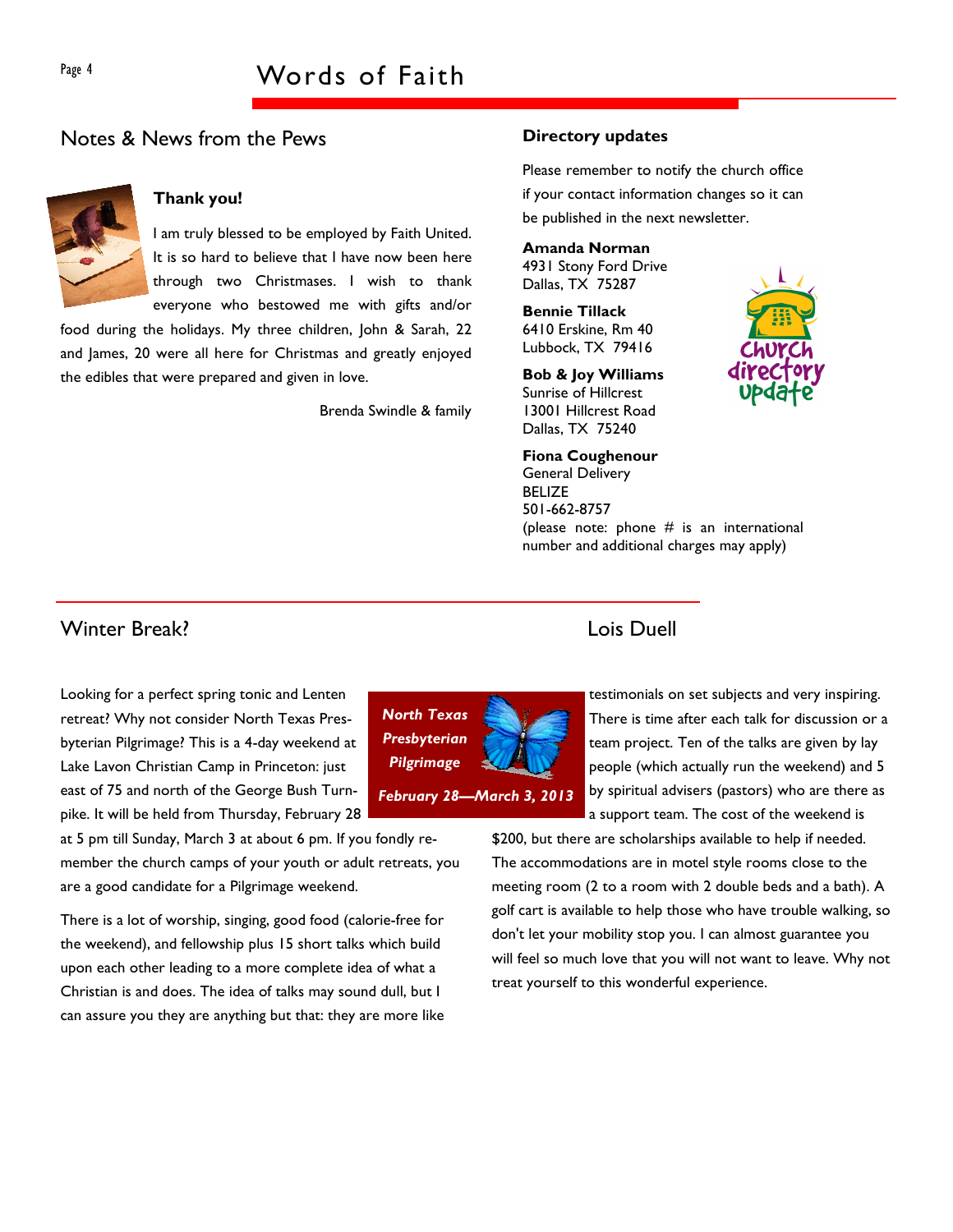## Notes & News from the Pews

### Thank you!

I am truly blessed to be employed by Faith United. It is so hard to believe that I have now been here through two Christmases. I wish to thank everyone who bestowed me with gifts and/or food during the holidays. My three children, John & Sarah, 22 and James, 20 were all here for Christmas and greatly enjoyed the edibles that were prepared and given in love.

Brenda Swindle & family

### Directory updates

Please remember to notify the church office if your contact information changes so it can be published in the next newsletter.

**Amanda Norman**
4931 Stony Ford Drive
Dallas, TX 75287

**Bennie Tillack**
6410 Erskine, Rm 40
Lubbock, TX 79416

**Bob & Joy Williams**
Sunrise of Hillcrest
13001 Hillcrest Road
Dallas, TX 75240

**Fiona Coughenour**
General Delivery
BELIZE
501-662-8757
(please note: phone # is an international number and additional charges may apply)

## Winter Break?

Lois Duell

*North Texas Presbyterian Pilgrimage*

*February 28—March 3, 2013*

Looking for a perfect spring tonic and Lenten retreat? Why not consider North Texas Presbyterian Pilgrimage? This is a 4-day weekend at Lake Lavon Christian Camp in Princeton: just east of 75 and north of the George Bush Turnpike. It will be held from Thursday, February 28 at 5 pm till Sunday, March 3 at about 6 pm. If you fondly remember the church camps of your youth or adult retreats, you are a good candidate for a Pilgrimage weekend.

There is a lot of worship, singing, good food (calorie-free for the weekend), and fellowship plus 15 short talks which build upon each other leading to a more complete idea of what a Christian is and does. The idea of talks may sound dull, but I can assure you they are anything but that: they are more like testimonials on set subjects and very inspiring. There is time after each talk for discussion or a team project. Ten of the talks are given by lay people (which actually run the weekend) and 5 by spiritual advisers (pastors) who are there as a support team. The cost of the weekend is $200, but there are scholarships available to help if needed. The accommodations are in motel style rooms close to the meeting room (2 to a room with 2 double beds and a bath). A golf cart is available to help those who have trouble walking, so don't let your mobility stop you. I can almost guarantee you will feel so much love that you will not want to leave. Why not treat yourself to this wonderful experience.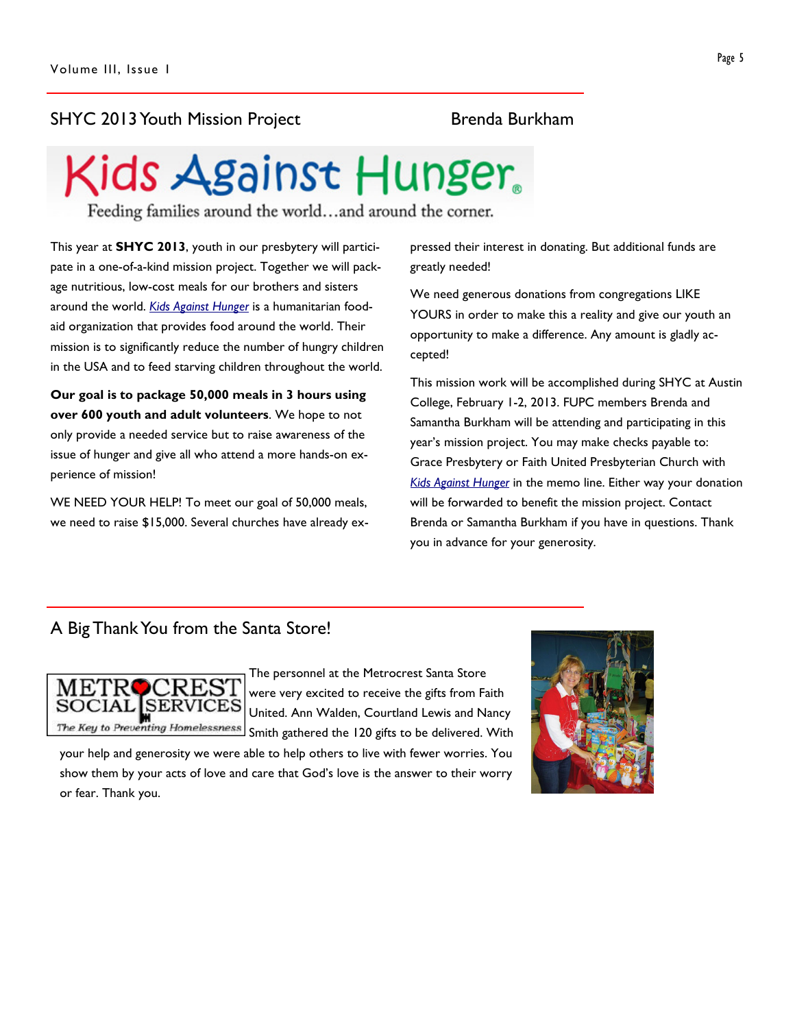## SHYC 2013 Youth Mission Project

Brenda Burkham

Kids Against Hunger

Feeding families around the world…and around the corner.

This year at **SHYC 2013**, youth in our presbytery will participate in a one-of-a-kind mission project. Together we will package nutritious, low-cost meals for our brothers and sisters around the world. *Kids Against Hunger* is a humanitarian food-aid organization that provides food around the world. Their mission is to significantly reduce the number of hungry children in the USA and to feed starving children throughout the world.

**Our goal is to package 50,000 meals in 3 hours using over 600 youth and adult volunteers**. We hope to not only provide a needed service but to raise awareness of the issue of hunger and give all who attend a more hands-on experience of mission!

WE NEED YOUR HELP! To meet our goal of 50,000 meals, we need to raise $15,000. Several churches have already expressed their interest in donating. But additional funds are greatly needed!

We need generous donations from congregations LIKE YOURS in order to make this a reality and give our youth an opportunity to make a difference. Any amount is gladly accepted!

This mission work will be accomplished during SHYC at Austin College, February 1-2, 2013. FUPC members Brenda and Samantha Burkham will be attending and participating in this year's mission project. You may make checks payable to: Grace Presbytery or Faith United Presbyterian Church with *Kids Against Hunger* in the memo line. Either way your donation will be forwarded to benefit the mission project. Contact Brenda or Samantha Burkham if you have in questions. Thank you in advance for your generosity.

## A Big Thank You from the Santa Store!

METROCREST SOCIAL SERVICES

The Key to Preventing Homelessness

The personnel at the Metrocrest Santa Store were very excited to receive the gifts from Faith United. Ann Walden, Courtland Lewis and Nancy Smith gathered the 120 gifts to be delivered. With your help and generosity we were able to help others to live with fewer worries. You show them by your acts of love and care that God's love is the answer to their worry or fear. Thank you.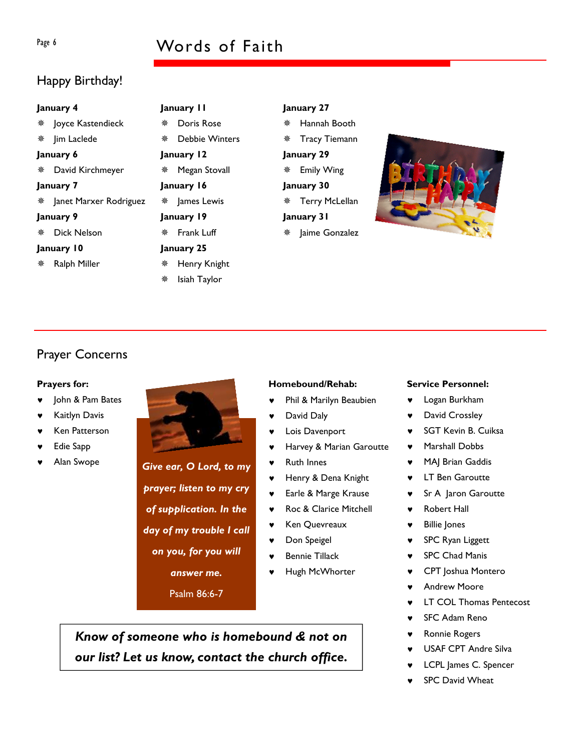## Happy Birthday!

**January 4**
- Joyce Kastendieck
- Jim Laclede

**January 6**
- David Kirchmeyer

**January 7**
- Janet Marxer Rodriguez

**January 9**
- Dick Nelson

**January 10**
- Ralph Miller

**January 11**
- Doris Rose
- Debbie Winters

**January 12**
- Megan Stovall

**January 16**
- James Lewis

**January 19**
- Frank Luff

**January 25**
- Henry Knight
- Isiah Taylor

**January 27**
- Hannah Booth
- Tracy Tiemann

**January 29**
- Emily Wing

**January 30**
- Terry McLellan

**January 31**
- Jaime Gonzalez

## Prayer Concerns

**Prayers for:**
- John & Pam Bates
- Kaitlyn Davis
- Ken Patterson
- Edie Sapp
- Alan Swope

***Give ear, O Lord, to my prayer; listen to my cry of supplication. In the day of my trouble I call on you, for you will answer me.***

Psalm 86:6-7

**Homebound/Rehab:**
- Phil & Marilyn Beaubien
- David Daly
- Lois Davenport
- Harvey & Marian Garoutte
- Ruth Innes
- Henry & Dena Knight
- Earle & Marge Krause
- Roc & Clarice Mitchell
- Ken Quevreaux
- Don Speigel
- Bennie Tillack
- Hugh McWhorter

**Service Personnel:**
- Logan Burkham
- David Crossley
- SGT Kevin B. Cuiksa
- Marshall Dobbs
- MAJ Brian Gaddis
- LT Ben Garoutte
- Sr A Jaron Garoutte
- Robert Hall
- Billie Jones
- SPC Ryan Liggett
- SPC Chad Manis
- CPT Joshua Montero
- Andrew Moore
- LT COL Thomas Pentecost
- SFC Adam Reno
- Ronnie Rogers
- USAF CPT Andre Silva
- LCPL James C. Spencer
- SPC David Wheat

***Know of someone who is homebound & not on our list? Let us know, contact the church office.***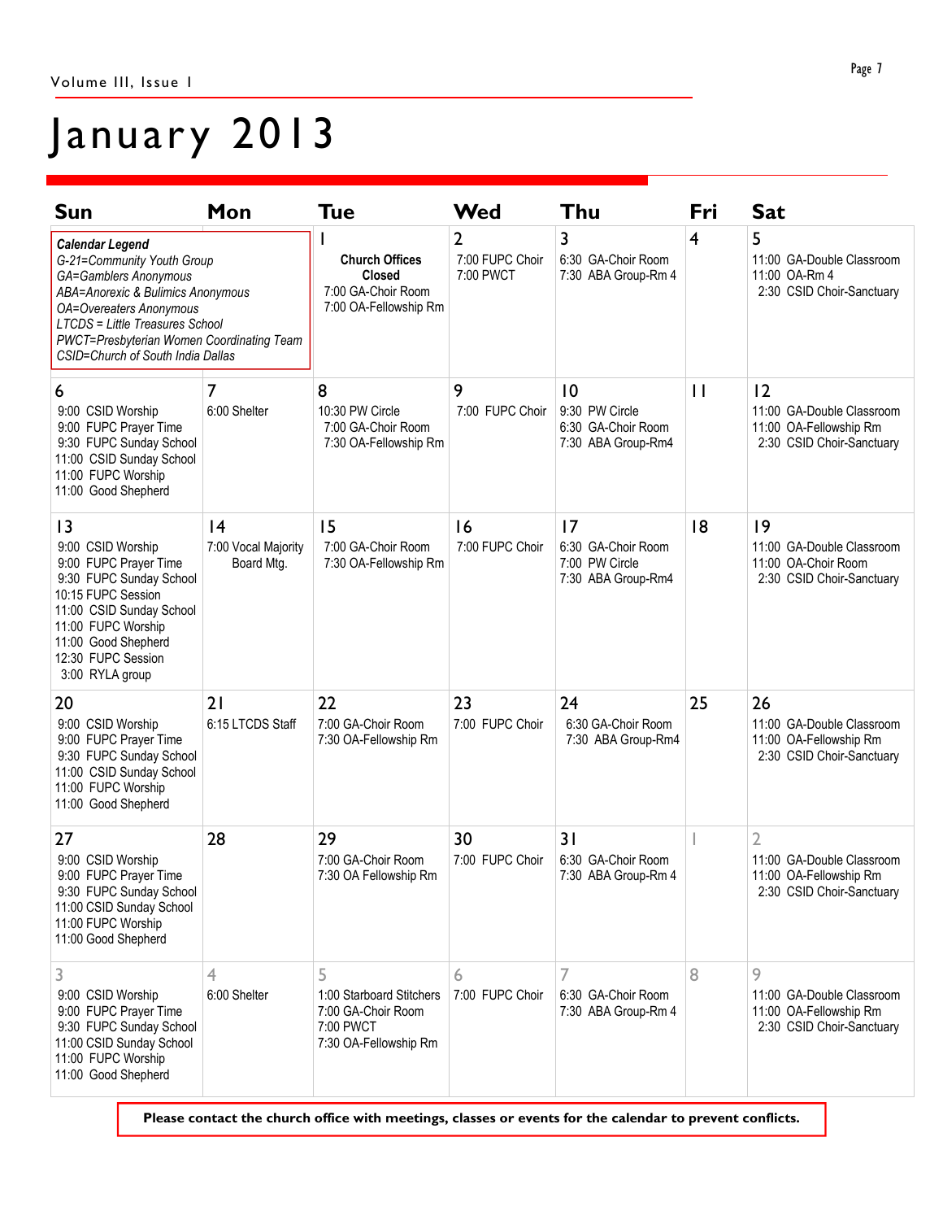// January 2013

| Sun | Mon | Tue | Wed | Thu | Fri | Sat |
|---|---|---|---|---|---|---|
| ***Calendar Legend*** *G-21=Community Youth Group* *GA=Gamblers Anonymous* *ABA=Anorexic & Bulimics Anonymous* *OA=Overeaters Anonymous* *LTCDS = Little Treasures School* *PWCT=Presbyterian Women Coordinating Team* *CSID=Church of South India Dallas* | | 1 **Church Offices Closed** 7:00 GA-Choir Room 7:00 OA-Fellowship Rm | 2 7:00 FUPC Choir 7:00 PWCT | 3 6:30 GA-Choir Room 7:30 ABA Group-Rm 4 | 4 | 5 11:00 GA-Double Classroom 11:00 OA-Rm 4 2:30 CSID Choir-Sanctuary |
| 6 9:00 CSID Worship 9:00 FUPC Prayer Time 9:30 FUPC Sunday School 11:00 CSID Sunday School 11:00 FUPC Worship 11:00 Good Shepherd | 7 6:00 Shelter | 8 10:30 PW Circle 7:00 GA-Choir Room 7:30 OA-Fellowship Rm | 9 7:00 FUPC Choir | 10 9:30 PW Circle 6:30 GA-Choir Room 7:30 ABA Group-Rm4 | 11 | 12 11:00 GA-Double Classroom 11:00 OA-Fellowship Rm 2:30 CSID Choir-Sanctuary |
| 13 9:00 CSID Worship 9:00 FUPC Prayer Time 9:30 FUPC Sunday School 10:15 FUPC Session 11:00 CSID Sunday School 11:00 FUPC Worship 11:00 Good Shepherd 12:30 FUPC Session 3:00 RYLA group | 14 7:00 Vocal Majority Board Mtg. | 15 7:00 GA-Choir Room 7:30 OA-Fellowship Rm | 16 7:00 FUPC Choir | 17 6:30 GA-Choir Room 7:00 PW Circle 7:30 ABA Group-Rm4 | 18 | 19 11:00 GA-Double Classroom 11:00 OA-Choir Room 2:30 CSID Choir-Sanctuary |
| 20 9:00 CSID Worship 9:00 FUPC Prayer Time 9:30 FUPC Sunday School 11:00 CSID Sunday School 11:00 FUPC Worship 11:00 Good Shepherd | 21 6:15 LTCDS Staff | 22 7:00 GA-Choir Room 7:30 OA-Fellowship Rm | 23 7:00 FUPC Choir | 24 6:30 GA-Choir Room 7:30 ABA Group-Rm4 | 25 | 26 11:00 GA-Double Classroom 11:00 OA-Fellowship Rm 2:30 CSID Choir-Sanctuary |
| 27 9:00 CSID Worship 9:00 FUPC Prayer Time 9:30 FUPC Sunday School 11:00 CSID Sunday School 11:00 FUPC Worship 11:00 Good Shepherd | 28 | 29 7:00 GA-Choir Room 7:30 OA Fellowship Rm | 30 7:00 FUPC Choir | 31 6:30 GA-Choir Room 7:30 ABA Group-Rm 4 | 1 | 2 11:00 GA-Double Classroom 11:00 OA-Fellowship Rm 2:30 CSID Choir-Sanctuary |
| 3 9:00 CSID Worship 9:00 FUPC Prayer Time 9:30 FUPC Sunday School 11:00 CSID Sunday School 11:00 FUPC Worship 11:00 Good Shepherd | 4 6:00 Shelter | 5 1:00 Starboard Stitchers 7:00 GA-Choir Room 7:00 PWCT 7:30 OA-Fellowship Rm | 6 7:00 FUPC Choir | 7 6:30 GA-Choir Room 7:30 ABA Group-Rm 4 | 8 | 9 11:00 GA-Double Classroom 11:00 OA-Fellowship Rm 2:30 CSID Choir-Sanctuary |

**Please contact the church office with meetings, classes or events for the calendar to prevent conflicts.**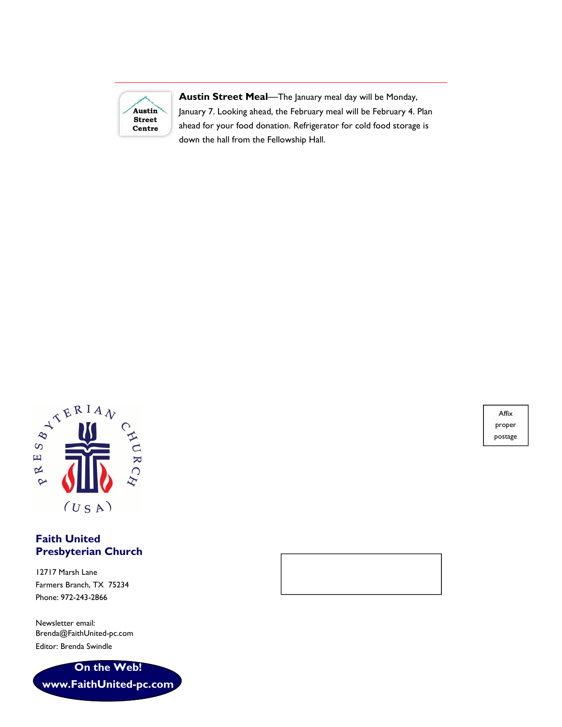**Austin Street Meal**—The January meal day will be Monday, January 7. Looking ahead, the February meal will be February 4. Plan ahead for your food donation. Refrigerator for cold food storage is down the hall from the Fellowship Hall.

Affix proper postage

**Faith United Presbyterian Church**

12717 Marsh Lane
Farmers Branch, TX 75234
Phone: 972-243-2866

Newsletter email:
Brenda@FaithUnited-pc.com
Editor: Brenda Swindle

**On the Web!**
**www.FaithUnited-pc.com**